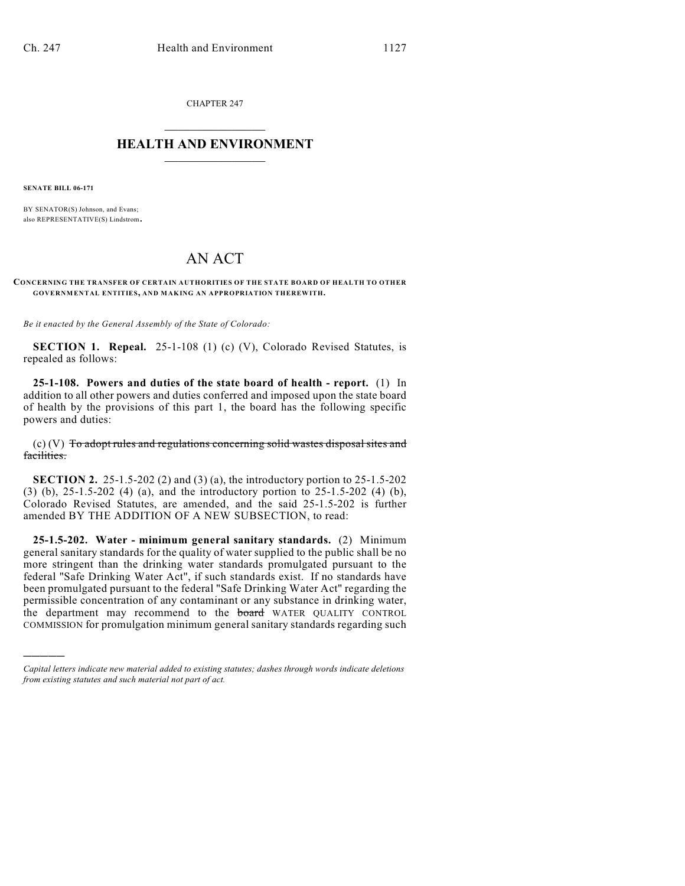CHAPTER 247

# HEALTH AND ENVIRONMENT

**SENATE BILL 06-171**

BY SENATOR(S) Johnson, and Evans;
also REPRESENTATIVE(S) Lindstrom.

# AN ACT

**CONCERNING THE TRANSFER OF CERTAIN AUTHORITIES OF THE STATE BOARD OF HEALTH TO OTHER GOVERNMENTAL ENTITIES, AND MAKING AN APPROPRIATION THEREWITH.**

*Be it enacted by the General Assembly of the State of Colorado:*

**SECTION 1. Repeal.** 25-1-108 (1) (c) (V), Colorado Revised Statutes, is repealed as follows:

**25-1-108. Powers and duties of the state board of health - report.** (1) In addition to all other powers and duties conferred and imposed upon the state board of health by the provisions of this part 1, the board has the following specific powers and duties:

(c) (V) ~~To adopt rules and regulations concerning solid wastes disposal sites and facilities.~~

**SECTION 2.** 25-1.5-202 (2) and (3) (a), the introductory portion to 25-1.5-202 (3) (b), 25-1.5-202 (4) (a), and the introductory portion to 25-1.5-202 (4) (b), Colorado Revised Statutes, are amended, and the said 25-1.5-202 is further amended BY THE ADDITION OF A NEW SUBSECTION, to read:

**25-1.5-202. Water - minimum general sanitary standards.** (2) Minimum general sanitary standards for the quality of water supplied to the public shall be no more stringent than the drinking water standards promulgated pursuant to the federal "Safe Drinking Water Act", if such standards exist. If no standards have been promulgated pursuant to the federal "Safe Drinking Water Act" regarding the permissible concentration of any contaminant or any substance in drinking water, the department may recommend to the ~~board~~ WATER QUALITY CONTROL COMMISSION for promulgation minimum general sanitary standards regarding such

*Capital letters indicate new material added to existing statutes; dashes through words indicate deletions from existing statutes and such material not part of act.*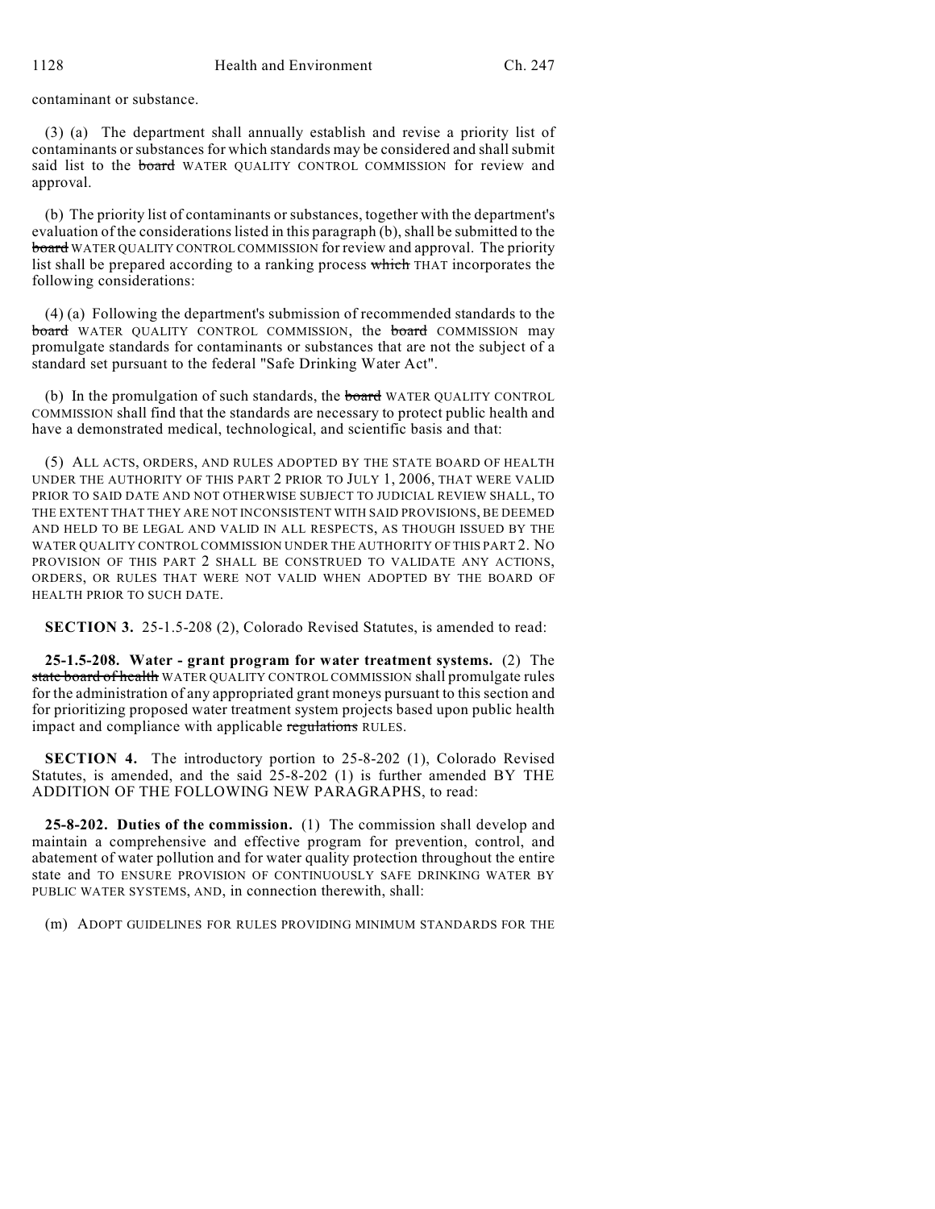contaminant or substance.

(3) (a) The department shall annually establish and revise a priority list of contaminants or substances for which standards may be considered and shall submit said list to the ~~board~~ WATER QUALITY CONTROL COMMISSION for review and approval.

(b) The priority list of contaminants or substances, together with the department's evaluation of the considerations listed in this paragraph (b), shall be submitted to the ~~board~~ WATER QUALITY CONTROL COMMISSION for review and approval. The priority list shall be prepared according to a ranking process ~~which~~ THAT incorporates the following considerations:

(4) (a) Following the department's submission of recommended standards to the ~~board~~ WATER QUALITY CONTROL COMMISSION, the ~~board~~ COMMISSION may promulgate standards for contaminants or substances that are not the subject of a standard set pursuant to the federal "Safe Drinking Water Act".

(b) In the promulgation of such standards, the ~~board~~ WATER QUALITY CONTROL COMMISSION shall find that the standards are necessary to protect public health and have a demonstrated medical, technological, and scientific basis and that:

(5) ALL ACTS, ORDERS, AND RULES ADOPTED BY THE STATE BOARD OF HEALTH UNDER THE AUTHORITY OF THIS PART 2 PRIOR TO JULY 1, 2006, THAT WERE VALID PRIOR TO SAID DATE AND NOT OTHERWISE SUBJECT TO JUDICIAL REVIEW SHALL, TO THE EXTENT THAT THEY ARE NOT INCONSISTENT WITH SAID PROVISIONS, BE DEEMED AND HELD TO BE LEGAL AND VALID IN ALL RESPECTS, AS THOUGH ISSUED BY THE WATER QUALITY CONTROL COMMISSION UNDER THE AUTHORITY OF THIS PART 2. NO PROVISION OF THIS PART 2 SHALL BE CONSTRUED TO VALIDATE ANY ACTIONS, ORDERS, OR RULES THAT WERE NOT VALID WHEN ADOPTED BY THE BOARD OF HEALTH PRIOR TO SUCH DATE.

**SECTION 3.** 25-1.5-208 (2), Colorado Revised Statutes, is amended to read:

**25-1.5-208. Water - grant program for water treatment systems.** (2) The ~~state board of health~~ WATER QUALITY CONTROL COMMISSION shall promulgate rules for the administration of any appropriated grant moneys pursuant to this section and for prioritizing proposed water treatment system projects based upon public health impact and compliance with applicable ~~regulations~~ RULES.

**SECTION 4.** The introductory portion to 25-8-202 (1), Colorado Revised Statutes, is amended, and the said 25-8-202 (1) is further amended BY THE ADDITION OF THE FOLLOWING NEW PARAGRAPHS, to read:

**25-8-202. Duties of the commission.** (1) The commission shall develop and maintain a comprehensive and effective program for prevention, control, and abatement of water pollution and for water quality protection throughout the entire state and TO ENSURE PROVISION OF CONTINUOUSLY SAFE DRINKING WATER BY PUBLIC WATER SYSTEMS, AND, in connection therewith, shall:

(m) ADOPT GUIDELINES FOR RULES PROVIDING MINIMUM STANDARDS FOR THE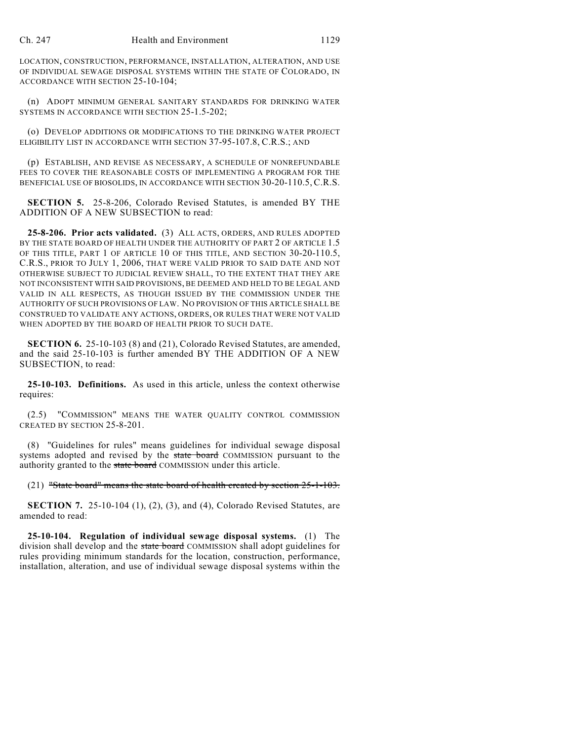LOCATION, CONSTRUCTION, PERFORMANCE, INSTALLATION, ALTERATION, AND USE OF INDIVIDUAL SEWAGE DISPOSAL SYSTEMS WITHIN THE STATE OF COLORADO, IN ACCORDANCE WITH SECTION 25-10-104;

(n) ADOPT MINIMUM GENERAL SANITARY STANDARDS FOR DRINKING WATER SYSTEMS IN ACCORDANCE WITH SECTION 25-1.5-202;

(o) DEVELOP ADDITIONS OR MODIFICATIONS TO THE DRINKING WATER PROJECT ELIGIBILITY LIST IN ACCORDANCE WITH SECTION 37-95-107.8, C.R.S.; AND

(p) ESTABLISH, AND REVISE AS NECESSARY, A SCHEDULE OF NONREFUNDABLE FEES TO COVER THE REASONABLE COSTS OF IMPLEMENTING A PROGRAM FOR THE BENEFICIAL USE OF BIOSOLIDS, IN ACCORDANCE WITH SECTION 30-20-110.5, C.R.S.

**SECTION 5.** 25-8-206, Colorado Revised Statutes, is amended BY THE ADDITION OF A NEW SUBSECTION to read:

**25-8-206. Prior acts validated.** (3) ALL ACTS, ORDERS, AND RULES ADOPTED BY THE STATE BOARD OF HEALTH UNDER THE AUTHORITY OF PART 2 OF ARTICLE 1.5 OF THIS TITLE, PART 1 OF ARTICLE 10 OF THIS TITLE, AND SECTION 30-20-110.5, C.R.S., PRIOR TO JULY 1, 2006, THAT WERE VALID PRIOR TO SAID DATE AND NOT OTHERWISE SUBJECT TO JUDICIAL REVIEW SHALL, TO THE EXTENT THAT THEY ARE NOT INCONSISTENT WITH SAID PROVISIONS, BE DEEMED AND HELD TO BE LEGAL AND VALID IN ALL RESPECTS, AS THOUGH ISSUED BY THE COMMISSION UNDER THE AUTHORITY OF SUCH PROVISIONS OF LAW. NO PROVISION OF THIS ARTICLE SHALL BE CONSTRUED TO VALIDATE ANY ACTIONS, ORDERS, OR RULES THAT WERE NOT VALID WHEN ADOPTED BY THE BOARD OF HEALTH PRIOR TO SUCH DATE.

**SECTION 6.** 25-10-103 (8) and (21), Colorado Revised Statutes, are amended, and the said 25-10-103 is further amended BY THE ADDITION OF A NEW SUBSECTION, to read:

**25-10-103. Definitions.** As used in this article, unless the context otherwise requires:

(2.5) "COMMISSION" MEANS THE WATER QUALITY CONTROL COMMISSION CREATED BY SECTION 25-8-201.

(8) "Guidelines for rules" means guidelines for individual sewage disposal systems adopted and revised by the ~~state board~~ COMMISSION pursuant to the authority granted to the ~~state board~~ COMMISSION under this article.

(21) ~~"State board" means the state board of health created by section 25-1-103.~~

**SECTION 7.** 25-10-104 (1), (2), (3), and (4), Colorado Revised Statutes, are amended to read:

**25-10-104. Regulation of individual sewage disposal systems.** (1) The division shall develop and the ~~state board~~ COMMISSION shall adopt guidelines for rules providing minimum standards for the location, construction, performance, installation, alteration, and use of individual sewage disposal systems within the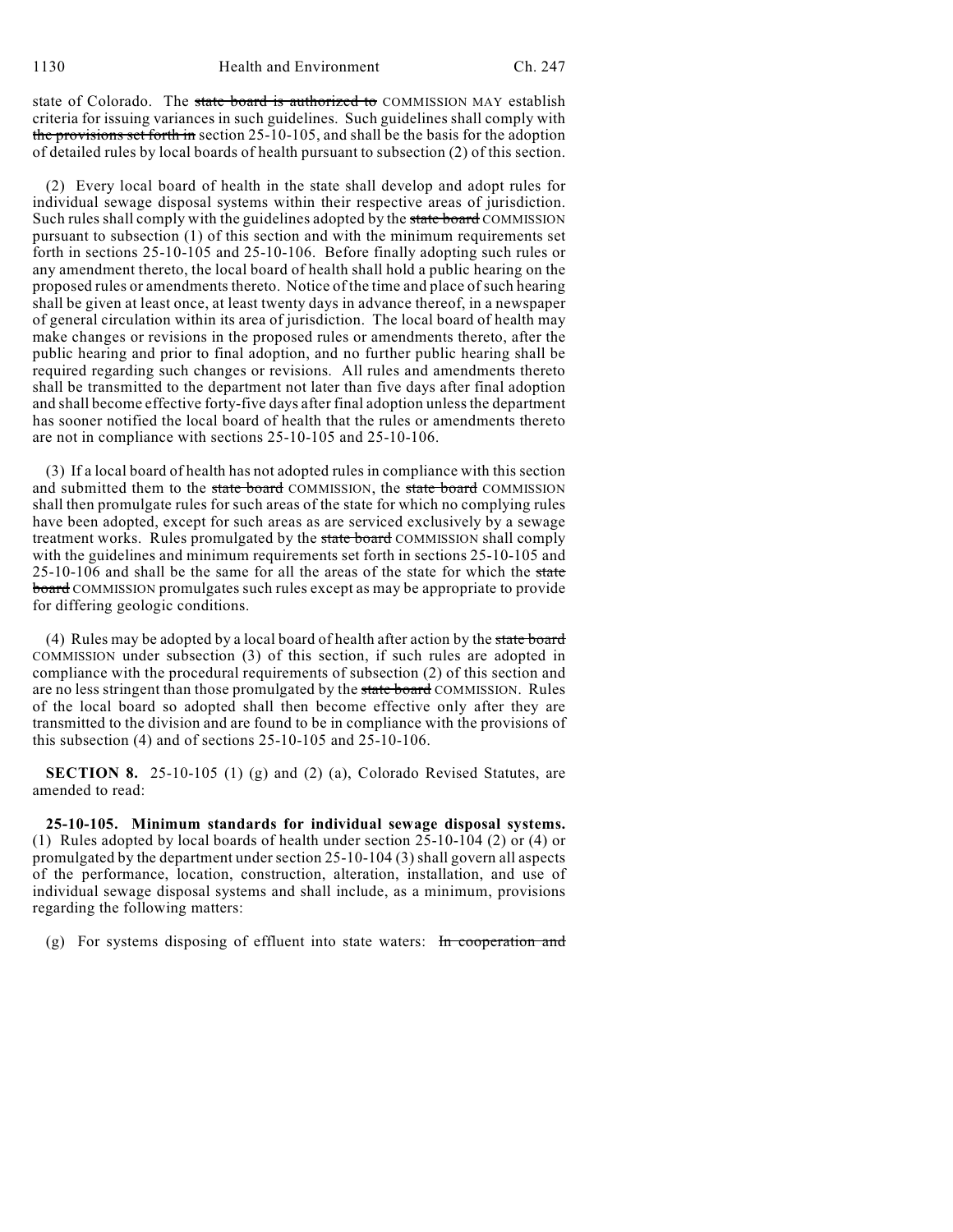state of Colorado. The ~~state board is authorized to~~ COMMISSION MAY establish criteria for issuing variances in such guidelines. Such guidelines shall comply with ~~the provisions set forth in~~ section 25-10-105, and shall be the basis for the adoption of detailed rules by local boards of health pursuant to subsection (2) of this section.

(2) Every local board of health in the state shall develop and adopt rules for individual sewage disposal systems within their respective areas of jurisdiction. Such rules shall comply with the guidelines adopted by the ~~state board~~ COMMISSION pursuant to subsection (1) of this section and with the minimum requirements set forth in sections 25-10-105 and 25-10-106. Before finally adopting such rules or any amendment thereto, the local board of health shall hold a public hearing on the proposed rules or amendments thereto. Notice of the time and place of such hearing shall be given at least once, at least twenty days in advance thereof, in a newspaper of general circulation within its area of jurisdiction. The local board of health may make changes or revisions in the proposed rules or amendments thereto, after the public hearing and prior to final adoption, and no further public hearing shall be required regarding such changes or revisions. All rules and amendments thereto shall be transmitted to the department not later than five days after final adoption and shall become effective forty-five days after final adoption unless the department has sooner notified the local board of health that the rules or amendments thereto are not in compliance with sections 25-10-105 and 25-10-106.

(3) If a local board of health has not adopted rules in compliance with this section and submitted them to the ~~state board~~ COMMISSION, the ~~state board~~ COMMISSION shall then promulgate rules for such areas of the state for which no complying rules have been adopted, except for such areas as are serviced exclusively by a sewage treatment works. Rules promulgated by the ~~state board~~ COMMISSION shall comply with the guidelines and minimum requirements set forth in sections 25-10-105 and 25-10-106 and shall be the same for all the areas of the state for which the ~~state board~~ COMMISSION promulgates such rules except as may be appropriate to provide for differing geologic conditions.

(4) Rules may be adopted by a local board of health after action by the ~~state board~~ COMMISSION under subsection (3) of this section, if such rules are adopted in compliance with the procedural requirements of subsection (2) of this section and are no less stringent than those promulgated by the ~~state board~~ COMMISSION. Rules of the local board so adopted shall then become effective only after they are transmitted to the division and are found to be in compliance with the provisions of this subsection (4) and of sections 25-10-105 and 25-10-106.

**SECTION 8.** 25-10-105 (1) (g) and (2) (a), Colorado Revised Statutes, are amended to read:

**25-10-105. Minimum standards for individual sewage disposal systems.** (1) Rules adopted by local boards of health under section 25-10-104 (2) or (4) or promulgated by the department under section 25-10-104 (3) shall govern all aspects of the performance, location, construction, alteration, installation, and use of individual sewage disposal systems and shall include, as a minimum, provisions regarding the following matters:

(g) For systems disposing of effluent into state waters: ~~In cooperation and~~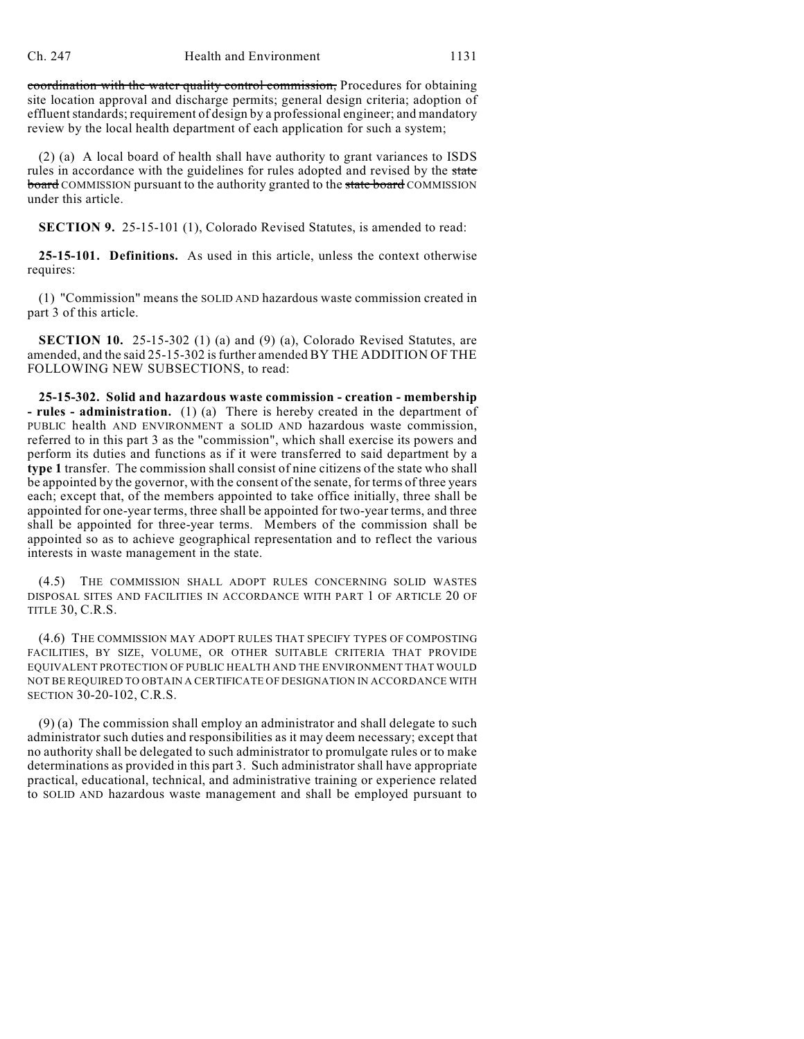~~coordination with the water quality control commission,~~ Procedures for obtaining site location approval and discharge permits; general design criteria; adoption of effluent standards; requirement of design by a professional engineer; and mandatory review by the local health department of each application for such a system;

(2) (a) A local board of health shall have authority to grant variances to ISDS rules in accordance with the guidelines for rules adopted and revised by the ~~state board~~ COMMISSION pursuant to the authority granted to the ~~state board~~ COMMISSION under this article.

**SECTION 9.** 25-15-101 (1), Colorado Revised Statutes, is amended to read:

**25-15-101. Definitions.** As used in this article, unless the context otherwise requires:

(1) "Commission" means the SOLID AND hazardous waste commission created in part 3 of this article.

**SECTION 10.** 25-15-302 (1) (a) and (9) (a), Colorado Revised Statutes, are amended, and the said 25-15-302 is further amended BY THE ADDITION OF THE FOLLOWING NEW SUBSECTIONS, to read:

**25-15-302. Solid and hazardous waste commission - creation - membership - rules - administration.** (1) (a) There is hereby created in the department of PUBLIC health AND ENVIRONMENT a SOLID AND hazardous waste commission, referred to in this part 3 as the "commission", which shall exercise its powers and perform its duties and functions as if it were transferred to said department by a **type 1** transfer. The commission shall consist of nine citizens of the state who shall be appointed by the governor, with the consent of the senate, for terms of three years each; except that, of the members appointed to take office initially, three shall be appointed for one-year terms, three shall be appointed for two-year terms, and three shall be appointed for three-year terms. Members of the commission shall be appointed so as to achieve geographical representation and to reflect the various interests in waste management in the state.

(4.5) THE COMMISSION SHALL ADOPT RULES CONCERNING SOLID WASTES DISPOSAL SITES AND FACILITIES IN ACCORDANCE WITH PART 1 OF ARTICLE 20 OF TITLE 30, C.R.S.

(4.6) THE COMMISSION MAY ADOPT RULES THAT SPECIFY TYPES OF COMPOSTING FACILITIES, BY SIZE, VOLUME, OR OTHER SUITABLE CRITERIA THAT PROVIDE EQUIVALENT PROTECTION OF PUBLIC HEALTH AND THE ENVIRONMENT THAT WOULD NOT BE REQUIRED TO OBTAIN A CERTIFICATE OF DESIGNATION IN ACCORDANCE WITH SECTION 30-20-102, C.R.S.

(9) (a) The commission shall employ an administrator and shall delegate to such administrator such duties and responsibilities as it may deem necessary; except that no authority shall be delegated to such administrator to promulgate rules or to make determinations as provided in this part 3. Such administrator shall have appropriate practical, educational, technical, and administrative training or experience related to SOLID AND hazardous waste management and shall be employed pursuant to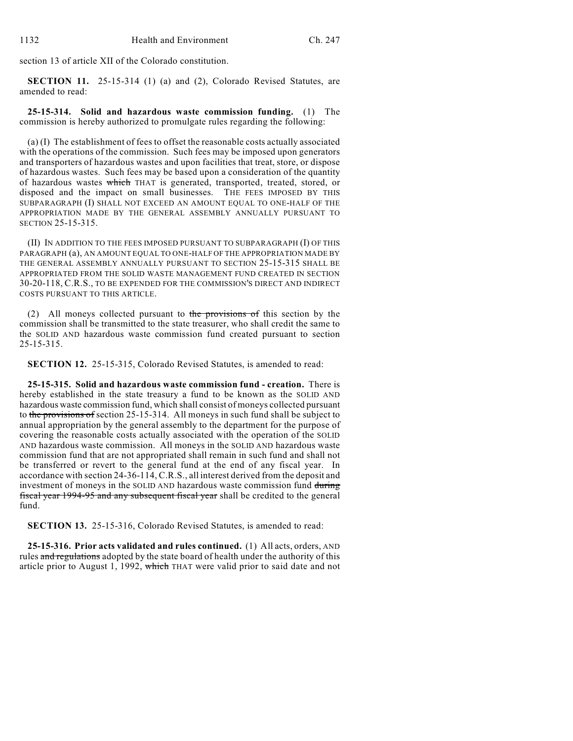section 13 of article XII of the Colorado constitution.

**SECTION 11.** 25-15-314 (1) (a) and (2), Colorado Revised Statutes, are amended to read:

**25-15-314. Solid and hazardous waste commission funding.** (1) The commission is hereby authorized to promulgate rules regarding the following:

(a) (I) The establishment of fees to offset the reasonable costs actually associated with the operations of the commission. Such fees may be imposed upon generators and transporters of hazardous wastes and upon facilities that treat, store, or dispose of hazardous wastes. Such fees may be based upon a consideration of the quantity of hazardous wastes ~~which~~ THAT is generated, transported, treated, stored, or disposed and the impact on small businesses. THE FEES IMPOSED BY THIS SUBPARAGRAPH (I) SHALL NOT EXCEED AN AMOUNT EQUAL TO ONE-HALF OF THE APPROPRIATION MADE BY THE GENERAL ASSEMBLY ANNUALLY PURSUANT TO SECTION 25-15-315.

(II) IN ADDITION TO THE FEES IMPOSED PURSUANT TO SUBPARAGRAPH (I) OF THIS PARAGRAPH (a), AN AMOUNT EQUAL TO ONE-HALF OF THE APPROPRIATION MADE BY THE GENERAL ASSEMBLY ANNUALLY PURSUANT TO SECTION 25-15-315 SHALL BE APPROPRIATED FROM THE SOLID WASTE MANAGEMENT FUND CREATED IN SECTION 30-20-118, C.R.S., TO BE EXPENDED FOR THE COMMISSION'S DIRECT AND INDIRECT COSTS PURSUANT TO THIS ARTICLE.

(2) All moneys collected pursuant to ~~the provisions of~~ this section by the commission shall be transmitted to the state treasurer, who shall credit the same to the SOLID AND hazardous waste commission fund created pursuant to section 25-15-315.

**SECTION 12.** 25-15-315, Colorado Revised Statutes, is amended to read:

**25-15-315. Solid and hazardous waste commission fund - creation.** There is hereby established in the state treasury a fund to be known as the SOLID AND hazardous waste commission fund, which shall consist of moneys collected pursuant to ~~the provisions of~~ section 25-15-314. All moneys in such fund shall be subject to annual appropriation by the general assembly to the department for the purpose of covering the reasonable costs actually associated with the operation of the SOLID AND hazardous waste commission. All moneys in the SOLID AND hazardous waste commission fund that are not appropriated shall remain in such fund and shall not be transferred or revert to the general fund at the end of any fiscal year. In accordance with section 24-36-114, C.R.S., all interest derived from the deposit and investment of moneys in the SOLID AND hazardous waste commission fund ~~during fiscal year 1994-95 and any subsequent fiscal year~~ shall be credited to the general fund.

**SECTION 13.** 25-15-316, Colorado Revised Statutes, is amended to read:

**25-15-316. Prior acts validated and rules continued.** (1) All acts, orders, AND rules ~~and regulations~~ adopted by the state board of health under the authority of this article prior to August 1, 1992, ~~which~~ THAT were valid prior to said date and not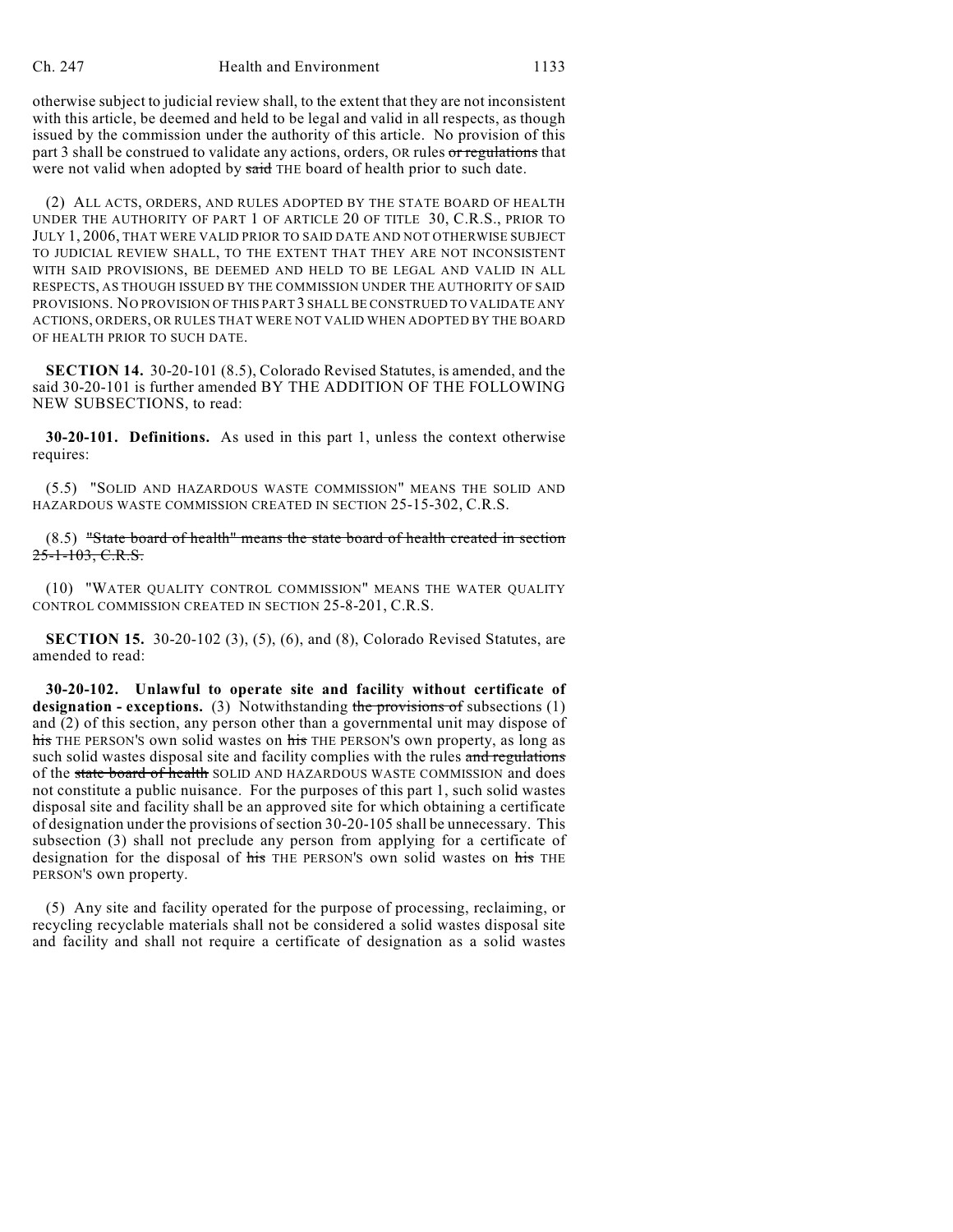otherwise subject to judicial review shall, to the extent that they are not inconsistent with this article, be deemed and held to be legal and valid in all respects, as though issued by the commission under the authority of this article. No provision of this part 3 shall be construed to validate any actions, orders, OR rules ~~or regulations~~ that were not valid when adopted by ~~said~~ THE board of health prior to such date.

(2) ALL ACTS, ORDERS, AND RULES ADOPTED BY THE STATE BOARD OF HEALTH UNDER THE AUTHORITY OF PART 1 OF ARTICLE 20 OF TITLE 30, C.R.S., PRIOR TO JULY 1, 2006, THAT WERE VALID PRIOR TO SAID DATE AND NOT OTHERWISE SUBJECT TO JUDICIAL REVIEW SHALL, TO THE EXTENT THAT THEY ARE NOT INCONSISTENT WITH SAID PROVISIONS, BE DEEMED AND HELD TO BE LEGAL AND VALID IN ALL RESPECTS, AS THOUGH ISSUED BY THE COMMISSION UNDER THE AUTHORITY OF SAID PROVISIONS. NO PROVISION OF THIS PART 3 SHALL BE CONSTRUED TO VALIDATE ANY ACTIONS, ORDERS, OR RULES THAT WERE NOT VALID WHEN ADOPTED BY THE BOARD OF HEALTH PRIOR TO SUCH DATE.

**SECTION 14.** 30-20-101 (8.5), Colorado Revised Statutes, is amended, and the said 30-20-101 is further amended BY THE ADDITION OF THE FOLLOWING NEW SUBSECTIONS, to read:

**30-20-101. Definitions.** As used in this part 1, unless the context otherwise requires:

(5.5) "SOLID AND HAZARDOUS WASTE COMMISSION" MEANS THE SOLID AND HAZARDOUS WASTE COMMISSION CREATED IN SECTION 25-15-302, C.R.S.

(8.5) ~~"State board of health" means the state board of health created in section 25-1-103, C.R.S.~~

(10) "WATER QUALITY CONTROL COMMISSION" MEANS THE WATER QUALITY CONTROL COMMISSION CREATED IN SECTION 25-8-201, C.R.S.

**SECTION 15.** 30-20-102 (3), (5), (6), and (8), Colorado Revised Statutes, are amended to read:

**30-20-102. Unlawful to operate site and facility without certificate of designation - exceptions.** (3) Notwithstanding ~~the provisions of~~ subsections (1) and (2) of this section, any person other than a governmental unit may dispose of ~~his~~ THE PERSON'S own solid wastes on ~~his~~ THE PERSON'S own property, as long as such solid wastes disposal site and facility complies with the rules ~~and regulations~~ of the ~~state board of health~~ SOLID AND HAZARDOUS WASTE COMMISSION and does not constitute a public nuisance. For the purposes of this part 1, such solid wastes disposal site and facility shall be an approved site for which obtaining a certificate of designation under the provisions of section 30-20-105 shall be unnecessary. This subsection (3) shall not preclude any person from applying for a certificate of designation for the disposal of ~~his~~ THE PERSON'S own solid wastes on ~~his~~ THE PERSON'S own property.

(5) Any site and facility operated for the purpose of processing, reclaiming, or recycling recyclable materials shall not be considered a solid wastes disposal site and facility and shall not require a certificate of designation as a solid wastes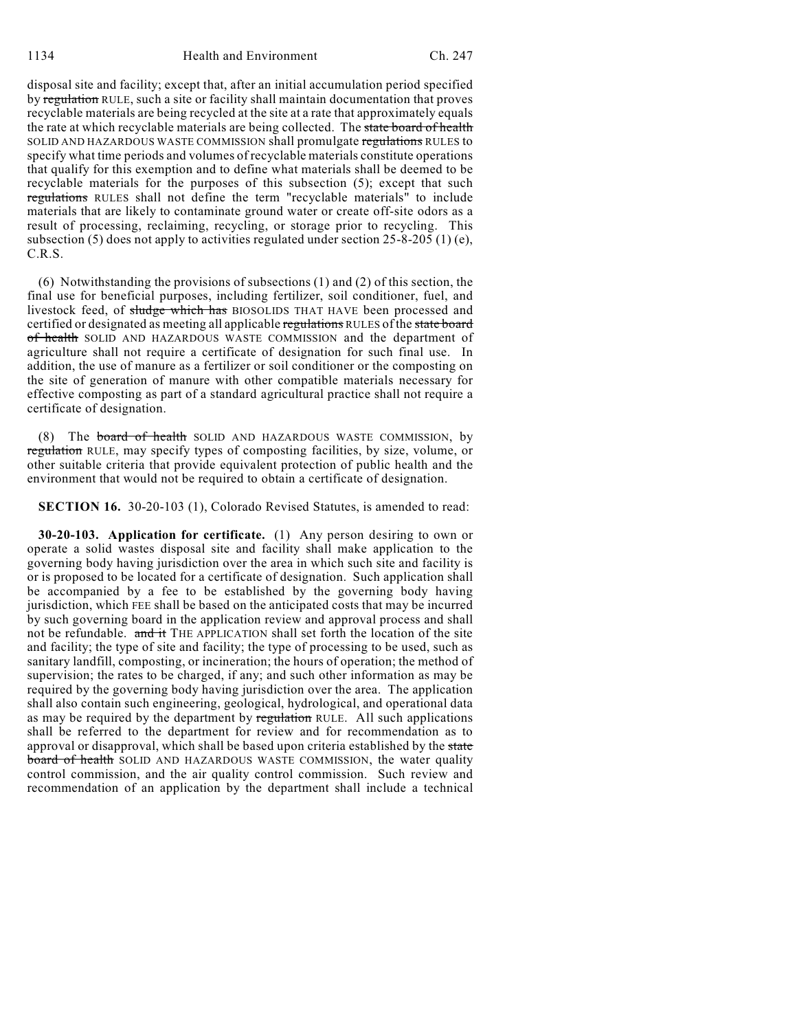disposal site and facility; except that, after an initial accumulation period specified by ~~regulation~~ RULE, such a site or facility shall maintain documentation that proves recyclable materials are being recycled at the site at a rate that approximately equals the rate at which recyclable materials are being collected. The ~~state board of health~~ SOLID AND HAZARDOUS WASTE COMMISSION shall promulgate ~~regulations~~ RULES to specify what time periods and volumes of recyclable materials constitute operations that qualify for this exemption and to define what materials shall be deemed to be recyclable materials for the purposes of this subsection (5); except that such ~~regulations~~ RULES shall not define the term "recyclable materials" to include materials that are likely to contaminate ground water or create off-site odors as a result of processing, reclaiming, recycling, or storage prior to recycling. This subsection (5) does not apply to activities regulated under section 25-8-205 (1) (e), C.R.S.

(6) Notwithstanding the provisions of subsections (1) and (2) of this section, the final use for beneficial purposes, including fertilizer, soil conditioner, fuel, and livestock feed, of ~~sludge which has~~ BIOSOLIDS THAT HAVE been processed and certified or designated as meeting all applicable ~~regulations~~ RULES of the ~~state board of health~~ SOLID AND HAZARDOUS WASTE COMMISSION and the department of agriculture shall not require a certificate of designation for such final use. In addition, the use of manure as a fertilizer or soil conditioner or the composting on the site of generation of manure with other compatible materials necessary for effective composting as part of a standard agricultural practice shall not require a certificate of designation.

(8) The ~~board of health~~ SOLID AND HAZARDOUS WASTE COMMISSION, by ~~regulation~~ RULE, may specify types of composting facilities, by size, volume, or other suitable criteria that provide equivalent protection of public health and the environment that would not be required to obtain a certificate of designation.

**SECTION 16.** 30-20-103 (1), Colorado Revised Statutes, is amended to read:

**30-20-103. Application for certificate.** (1) Any person desiring to own or operate a solid wastes disposal site and facility shall make application to the governing body having jurisdiction over the area in which such site and facility is or is proposed to be located for a certificate of designation. Such application shall be accompanied by a fee to be established by the governing body having jurisdiction, which FEE shall be based on the anticipated costs that may be incurred by such governing board in the application review and approval process and shall not be refundable. ~~and it~~ THE APPLICATION shall set forth the location of the site and facility; the type of site and facility; the type of processing to be used, such as sanitary landfill, composting, or incineration; the hours of operation; the method of supervision; the rates to be charged, if any; and such other information as may be required by the governing body having jurisdiction over the area. The application shall also contain such engineering, geological, hydrological, and operational data as may be required by the department by ~~regulation~~ RULE. All such applications shall be referred to the department for review and for recommendation as to approval or disapproval, which shall be based upon criteria established by the ~~state board of health~~ SOLID AND HAZARDOUS WASTE COMMISSION, the water quality control commission, and the air quality control commission. Such review and recommendation of an application by the department shall include a technical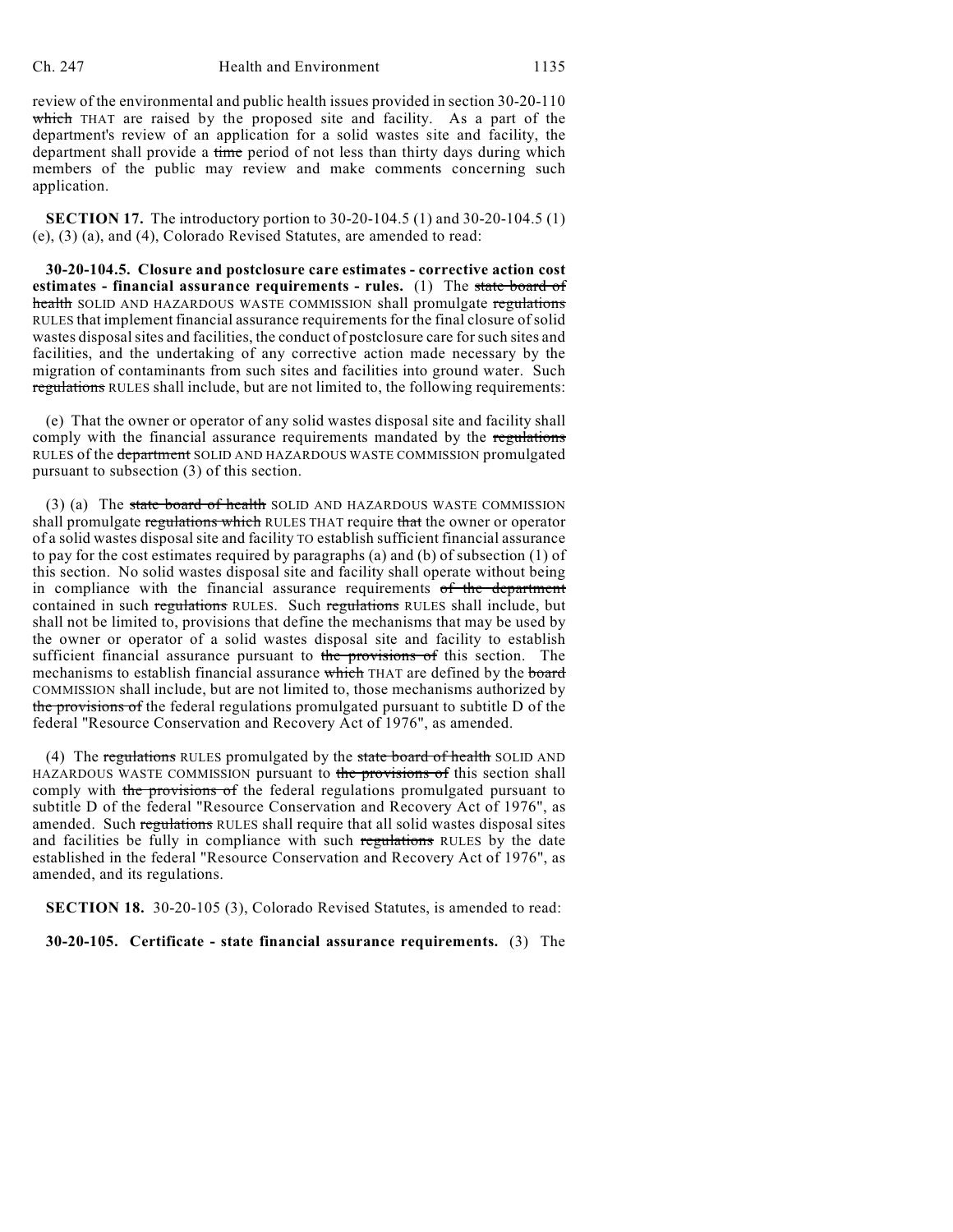review of the environmental and public health issues provided in section 30-20-110 ~~which~~ THAT are raised by the proposed site and facility. As a part of the department's review of an application for a solid wastes site and facility, the department shall provide a ~~time~~ period of not less than thirty days during which members of the public may review and make comments concerning such application.

**SECTION 17.** The introductory portion to 30-20-104.5 (1) and 30-20-104.5 (1) (e), (3) (a), and (4), Colorado Revised Statutes, are amended to read:

**30-20-104.5. Closure and postclosure care estimates - corrective action cost estimates - financial assurance requirements - rules.** (1) The ~~state board of health~~ SOLID AND HAZARDOUS WASTE COMMISSION shall promulgate ~~regulations~~ RULES that implement financial assurance requirements for the final closure of solid wastes disposal sites and facilities, the conduct of postclosure care for such sites and facilities, and the undertaking of any corrective action made necessary by the migration of contaminants from such sites and facilities into ground water. Such ~~regulations~~ RULES shall include, but are not limited to, the following requirements:

(e) That the owner or operator of any solid wastes disposal site and facility shall comply with the financial assurance requirements mandated by the ~~regulations~~ RULES of the ~~department~~ SOLID AND HAZARDOUS WASTE COMMISSION promulgated pursuant to subsection (3) of this section.

(3) (a) The ~~state board of health~~ SOLID AND HAZARDOUS WASTE COMMISSION shall promulgate ~~regulations which~~ RULES THAT require ~~that~~ the owner or operator of a solid wastes disposal site and facility TO establish sufficient financial assurance to pay for the cost estimates required by paragraphs (a) and (b) of subsection (1) of this section. No solid wastes disposal site and facility shall operate without being in compliance with the financial assurance requirements ~~of the department~~ contained in such ~~regulations~~ RULES. Such ~~regulations~~ RULES shall include, but shall not be limited to, provisions that define the mechanisms that may be used by the owner or operator of a solid wastes disposal site and facility to establish sufficient financial assurance pursuant to ~~the provisions of~~ this section. The mechanisms to establish financial assurance ~~which~~ THAT are defined by the ~~board~~ COMMISSION shall include, but are not limited to, those mechanisms authorized by ~~the provisions of~~ the federal regulations promulgated pursuant to subtitle D of the federal "Resource Conservation and Recovery Act of 1976", as amended.

(4) The ~~regulations~~ RULES promulgated by the ~~state board of health~~ SOLID AND HAZARDOUS WASTE COMMISSION pursuant to ~~the provisions of~~ this section shall comply with ~~the provisions of~~ the federal regulations promulgated pursuant to subtitle D of the federal "Resource Conservation and Recovery Act of 1976", as amended. Such ~~regulations~~ RULES shall require that all solid wastes disposal sites and facilities be fully in compliance with such ~~regulations~~ RULES by the date established in the federal "Resource Conservation and Recovery Act of 1976", as amended, and its regulations.

**SECTION 18.** 30-20-105 (3), Colorado Revised Statutes, is amended to read:

**30-20-105. Certificate - state financial assurance requirements.** (3) The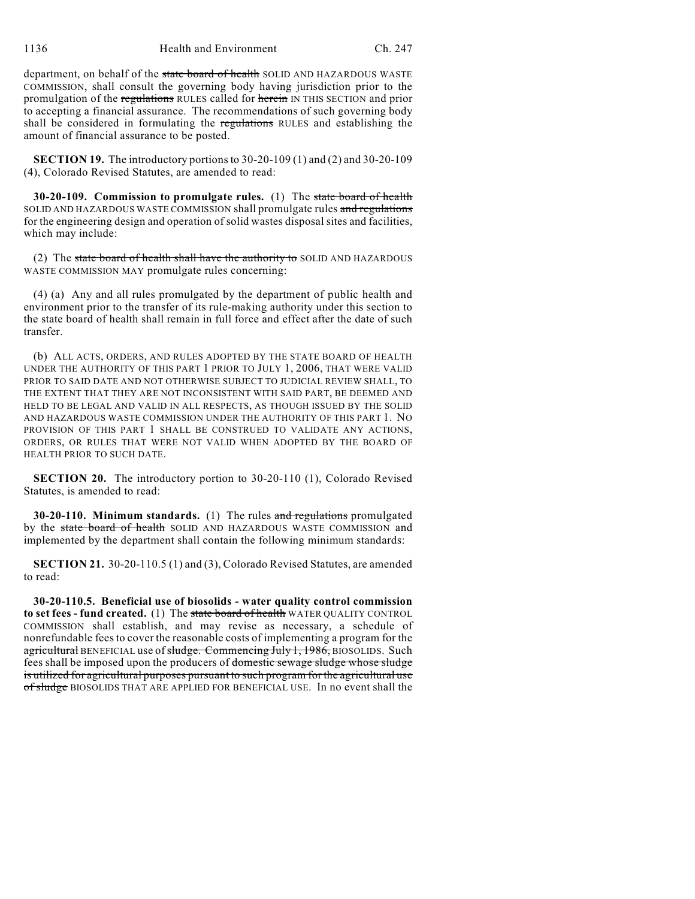department, on behalf of the ~~state board of health~~ SOLID AND HAZARDOUS WASTE COMMISSION, shall consult the governing body having jurisdiction prior to the promulgation of the ~~regulations~~ RULES called for ~~herein~~ IN THIS SECTION and prior to accepting a financial assurance. The recommendations of such governing body shall be considered in formulating the ~~regulations~~ RULES and establishing the amount of financial assurance to be posted.

**SECTION 19.** The introductory portions to 30-20-109 (1) and (2) and 30-20-109 (4), Colorado Revised Statutes, are amended to read:

**30-20-109. Commission to promulgate rules.** (1) The ~~state board of health~~ SOLID AND HAZARDOUS WASTE COMMISSION shall promulgate rules ~~and regulations~~ for the engineering design and operation of solid wastes disposal sites and facilities, which may include:

(2) The ~~state board of health shall have the authority to~~ SOLID AND HAZARDOUS WASTE COMMISSION MAY promulgate rules concerning:

(4) (a) Any and all rules promulgated by the department of public health and environment prior to the transfer of its rule-making authority under this section to the state board of health shall remain in full force and effect after the date of such transfer.

(b) ALL ACTS, ORDERS, AND RULES ADOPTED BY THE STATE BOARD OF HEALTH UNDER THE AUTHORITY OF THIS PART 1 PRIOR TO JULY 1, 2006, THAT WERE VALID PRIOR TO SAID DATE AND NOT OTHERWISE SUBJECT TO JUDICIAL REVIEW SHALL, TO THE EXTENT THAT THEY ARE NOT INCONSISTENT WITH SAID PART, BE DEEMED AND HELD TO BE LEGAL AND VALID IN ALL RESPECTS, AS THOUGH ISSUED BY THE SOLID AND HAZARDOUS WASTE COMMISSION UNDER THE AUTHORITY OF THIS PART 1. NO PROVISION OF THIS PART 1 SHALL BE CONSTRUED TO VALIDATE ANY ACTIONS, ORDERS, OR RULES THAT WERE NOT VALID WHEN ADOPTED BY THE BOARD OF HEALTH PRIOR TO SUCH DATE.

**SECTION 20.** The introductory portion to 30-20-110 (1), Colorado Revised Statutes, is amended to read:

**30-20-110. Minimum standards.** (1) The rules ~~and regulations~~ promulgated by the ~~state board of health~~ SOLID AND HAZARDOUS WASTE COMMISSION and implemented by the department shall contain the following minimum standards:

**SECTION 21.** 30-20-110.5 (1) and (3), Colorado Revised Statutes, are amended to read:

**30-20-110.5. Beneficial use of biosolids - water quality control commission to set fees - fund created.** (1) The ~~state board of health~~ WATER QUALITY CONTROL COMMISSION shall establish, and may revise as necessary, a schedule of nonrefundable fees to cover the reasonable costs of implementing a program for the ~~agricultural~~ BENEFICIAL use of ~~sludge. Commencing July 1, 1986,~~ BIOSOLIDS. Such fees shall be imposed upon the producers of ~~domestic sewage sludge whose sludge is utilized for agricultural purposes pursuant to such program for the agricultural use of sludge~~ BIOSOLIDS THAT ARE APPLIED FOR BENEFICIAL USE. In no event shall the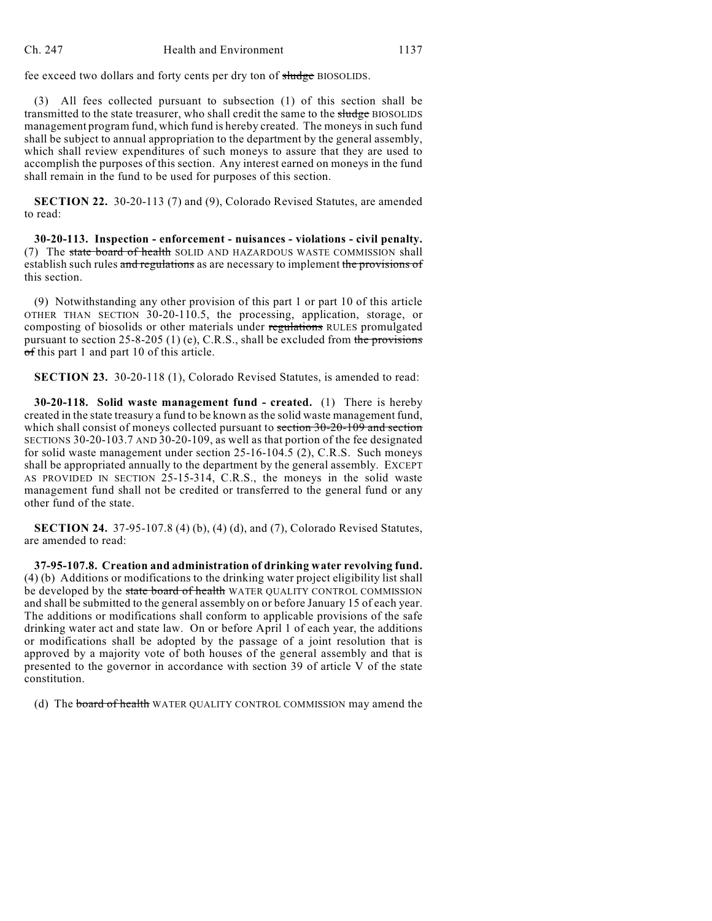fee exceed two dollars and forty cents per dry ton of ~~sludge~~ BIOSOLIDS.

(3) All fees collected pursuant to subsection (1) of this section shall be transmitted to the state treasurer, who shall credit the same to the ~~sludge~~ BIOSOLIDS management program fund, which fund is hereby created. The moneys in such fund shall be subject to annual appropriation to the department by the general assembly, which shall review expenditures of such moneys to assure that they are used to accomplish the purposes of this section. Any interest earned on moneys in the fund shall remain in the fund to be used for purposes of this section.

**SECTION 22.** 30-20-113 (7) and (9), Colorado Revised Statutes, are amended to read:

**30-20-113. Inspection - enforcement - nuisances - violations - civil penalty.** (7) The ~~state board of health~~ SOLID AND HAZARDOUS WASTE COMMISSION shall establish such rules ~~and regulations~~ as are necessary to implement ~~the provisions of~~ this section.

(9) Notwithstanding any other provision of this part 1 or part 10 of this article OTHER THAN SECTION 30-20-110.5, the processing, application, storage, or composting of biosolids or other materials under ~~regulations~~ RULES promulgated pursuant to section 25-8-205 (1) (e), C.R.S., shall be excluded from ~~the provisions of~~ this part 1 and part 10 of this article.

**SECTION 23.** 30-20-118 (1), Colorado Revised Statutes, is amended to read:

**30-20-118. Solid waste management fund - created.** (1) There is hereby created in the state treasury a fund to be known as the solid waste management fund, which shall consist of moneys collected pursuant to ~~section 30-20-109 and section~~ SECTIONS 30-20-103.7 AND 30-20-109, as well as that portion of the fee designated for solid waste management under section 25-16-104.5 (2), C.R.S. Such moneys shall be appropriated annually to the department by the general assembly. EXCEPT AS PROVIDED IN SECTION 25-15-314, C.R.S., the moneys in the solid waste management fund shall not be credited or transferred to the general fund or any other fund of the state.

**SECTION 24.** 37-95-107.8 (4) (b), (4) (d), and (7), Colorado Revised Statutes, are amended to read:

**37-95-107.8. Creation and administration of drinking water revolving fund.** (4) (b) Additions or modifications to the drinking water project eligibility list shall be developed by the ~~state board of health~~ WATER QUALITY CONTROL COMMISSION and shall be submitted to the general assembly on or before January 15 of each year. The additions or modifications shall conform to applicable provisions of the safe drinking water act and state law. On or before April 1 of each year, the additions or modifications shall be adopted by the passage of a joint resolution that is approved by a majority vote of both houses of the general assembly and that is presented to the governor in accordance with section 39 of article V of the state constitution.

(d) The ~~board of health~~ WATER QUALITY CONTROL COMMISSION may amend the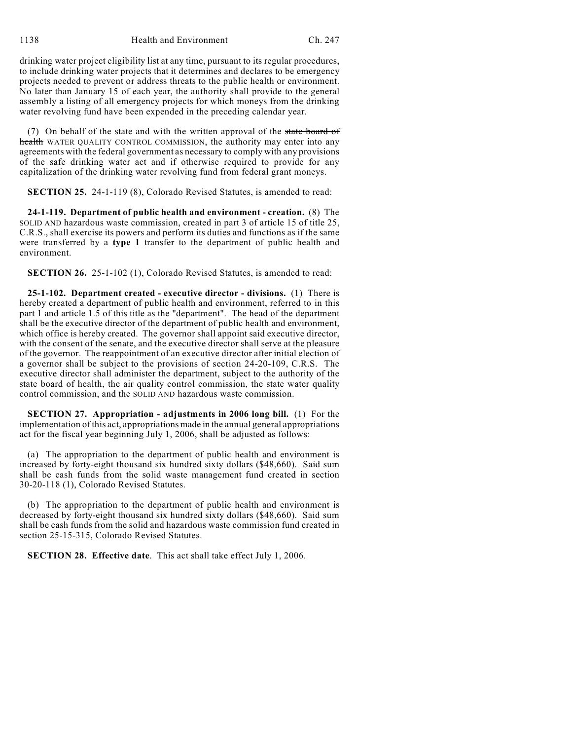drinking water project eligibility list at any time, pursuant to its regular procedures, to include drinking water projects that it determines and declares to be emergency projects needed to prevent or address threats to the public health or environment. No later than January 15 of each year, the authority shall provide to the general assembly a listing of all emergency projects for which moneys from the drinking water revolving fund have been expended in the preceding calendar year.

(7) On behalf of the state and with the written approval of the ~~state board of health~~ WATER QUALITY CONTROL COMMISSION, the authority may enter into any agreements with the federal government as necessary to comply with any provisions of the safe drinking water act and if otherwise required to provide for any capitalization of the drinking water revolving fund from federal grant moneys.

**SECTION 25.** 24-1-119 (8), Colorado Revised Statutes, is amended to read:

**24-1-119. Department of public health and environment - creation.** (8) The SOLID AND hazardous waste commission, created in part 3 of article 15 of title 25, C.R.S., shall exercise its powers and perform its duties and functions as if the same were transferred by a **type 1** transfer to the department of public health and environment.

**SECTION 26.** 25-1-102 (1), Colorado Revised Statutes, is amended to read:

**25-1-102. Department created - executive director - divisions.** (1) There is hereby created a department of public health and environment, referred to in this part 1 and article 1.5 of this title as the "department". The head of the department shall be the executive director of the department of public health and environment, which office is hereby created. The governor shall appoint said executive director, with the consent of the senate, and the executive director shall serve at the pleasure of the governor. The reappointment of an executive director after initial election of a governor shall be subject to the provisions of section 24-20-109, C.R.S. The executive director shall administer the department, subject to the authority of the state board of health, the air quality control commission, the state water quality control commission, and the SOLID AND hazardous waste commission.

**SECTION 27. Appropriation - adjustments in 2006 long bill.** (1) For the implementation of this act, appropriations made in the annual general appropriations act for the fiscal year beginning July 1, 2006, shall be adjusted as follows:

(a) The appropriation to the department of public health and environment is increased by forty-eight thousand six hundred sixty dollars ($48,660). Said sum shall be cash funds from the solid waste management fund created in section 30-20-118 (1), Colorado Revised Statutes.

(b) The appropriation to the department of public health and environment is decreased by forty-eight thousand six hundred sixty dollars ($48,660). Said sum shall be cash funds from the solid and hazardous waste commission fund created in section 25-15-315, Colorado Revised Statutes.

**SECTION 28. Effective date**. This act shall take effect July 1, 2006.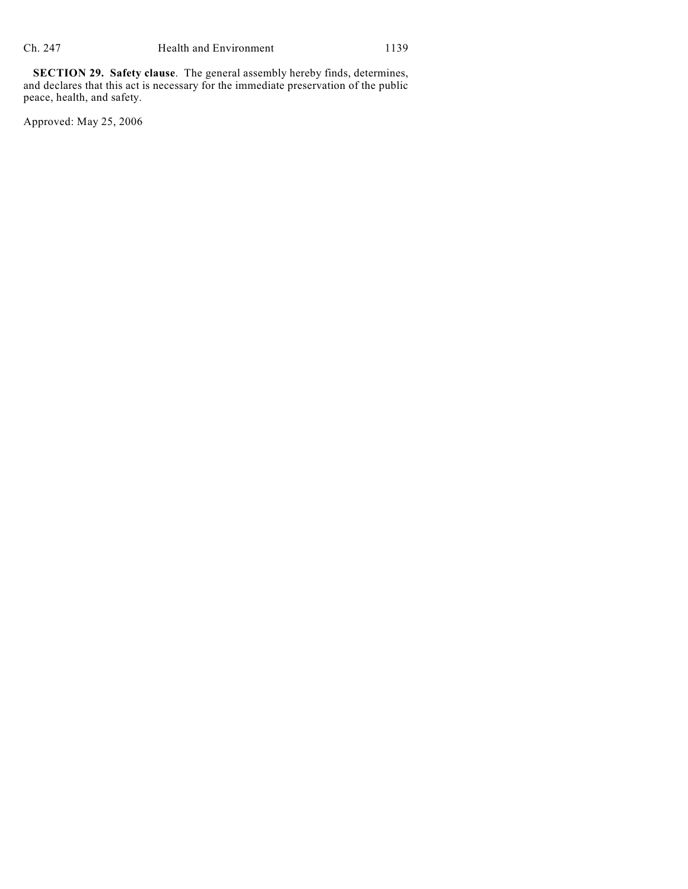**SECTION 29. Safety clause**. The general assembly hereby finds, determines, and declares that this act is necessary for the immediate preservation of the public peace, health, and safety.

Approved: May 25, 2006